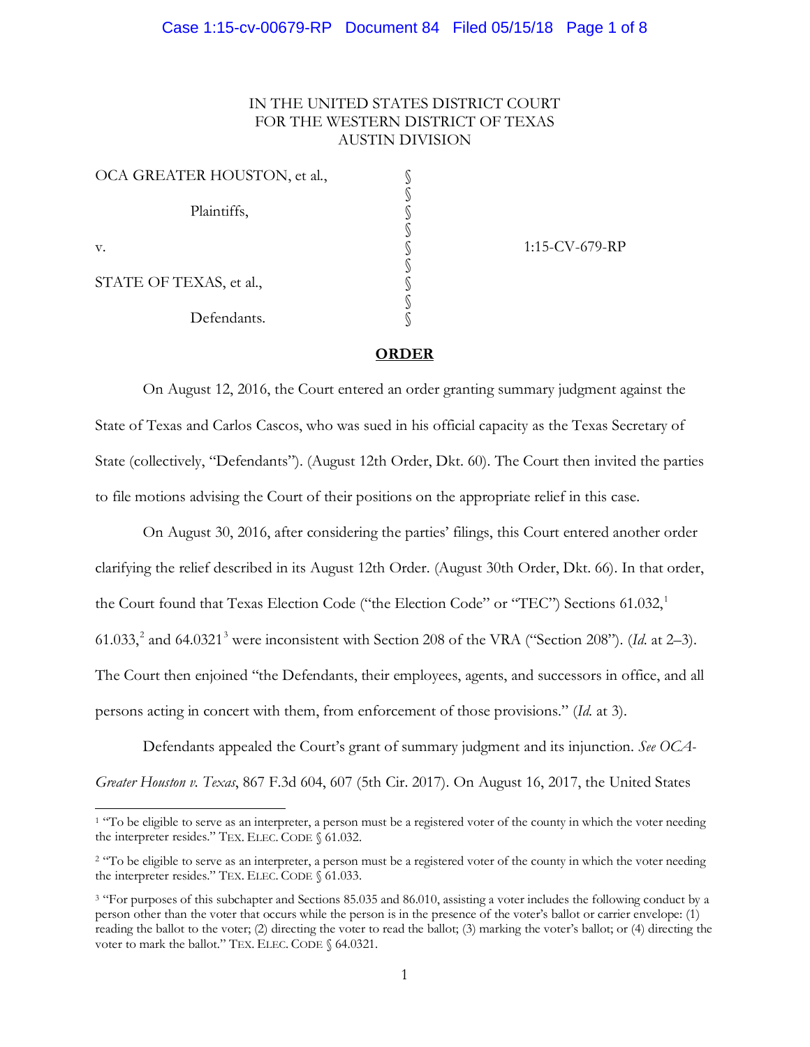IN THE UNITED STATES DISTRICT COURT
FOR THE WESTERN DISTRICT OF TEXAS
AUSTIN DIVISION

| | | |
|---|---|---|
| OCA GREATER HOUSTON, et al., | § | |
| Plaintiffs, | § | |
| v. | § | 1:15-CV-679-RP |
| STATE OF TEXAS, et al., | § | |
| Defendants. | § | |

## ORDER

On August 12, 2016, the Court entered an order granting summary judgment against the State of Texas and Carlos Cascos, who was sued in his official capacity as the Texas Secretary of State (collectively, "Defendants"). (August 12th Order, Dkt. 60). The Court then invited the parties to file motions advising the Court of their positions on the appropriate relief in this case.

On August 30, 2016, after considering the parties' filings, this Court entered another order clarifying the relief described in its August 12th Order. (August 30th Order, Dkt. 66). In that order, the Court found that Texas Election Code ("the Election Code" or "TEC") Sections 61.032,[1] 61.033,[2] and 64.0321[3] were inconsistent with Section 208 of the VRA ("Section 208"). (*Id.* at 2–3). The Court then enjoined "the Defendants, their employees, agents, and successors in office, and all persons acting in concert with them, from enforcement of those provisions." (*Id.* at 3).

Defendants appealed the Court's grant of summary judgment and its injunction. *See OCA-Greater Houston v. Texas*, 867 F.3d 604, 607 (5th Cir. 2017). On August 16, 2017, the United States

---

[1] "To be eligible to serve as an interpreter, a person must be a registered voter of the county in which the voter needing the interpreter resides." TEX. ELEC. CODE § 61.032.

[2] "To be eligible to serve as an interpreter, a person must be a registered voter of the county in which the voter needing the interpreter resides." TEX. ELEC. CODE § 61.033.

[3] "For purposes of this subchapter and Sections 85.035 and 86.010, assisting a voter includes the following conduct by a person other than the voter that occurs while the person is in the presence of the voter's ballot or carrier envelope: (1) reading the ballot to the voter; (2) directing the voter to read the ballot; (3) marking the voter's ballot; or (4) directing the voter to mark the ballot." TEX. ELEC. CODE § 64.0321.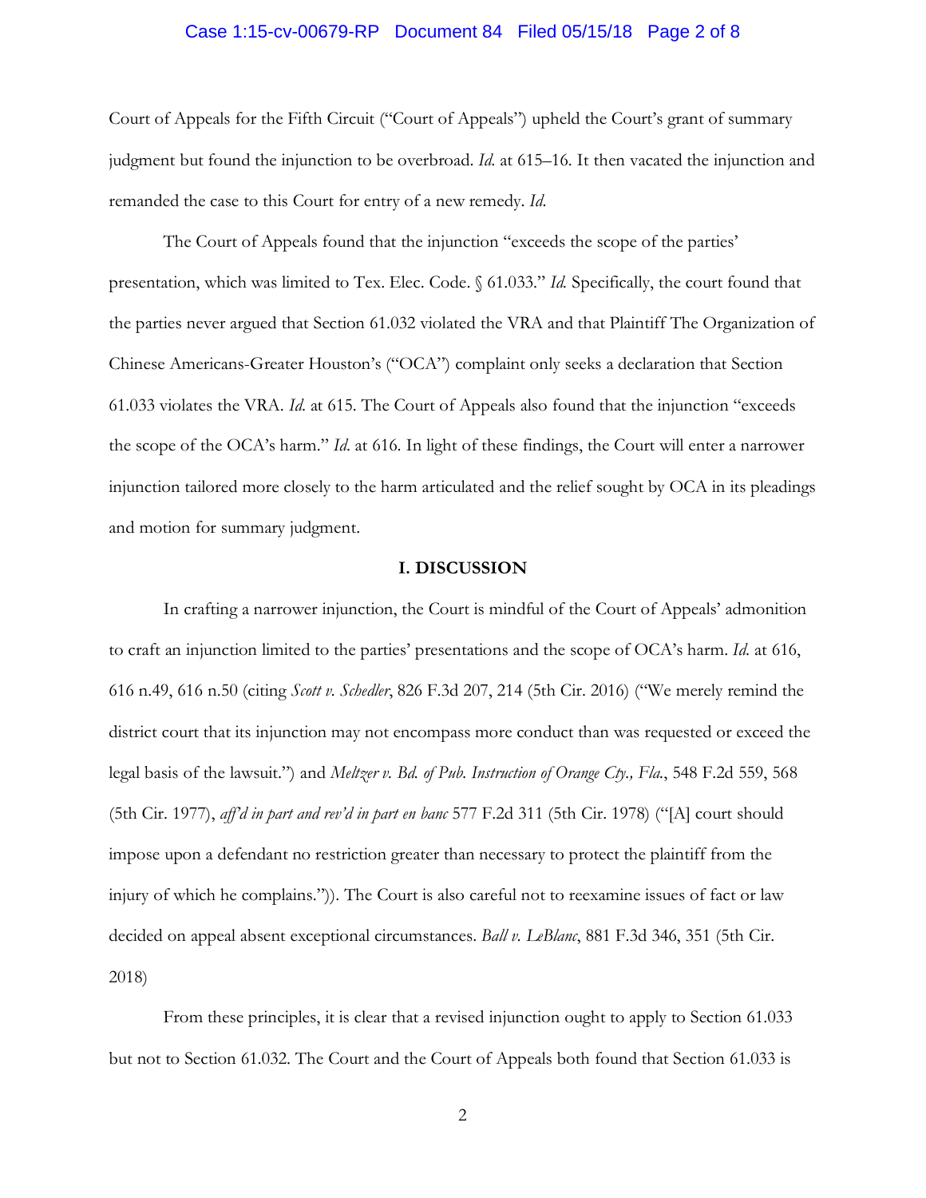Court of Appeals for the Fifth Circuit ("Court of Appeals") upheld the Court's grant of summary judgment but found the injunction to be overbroad. *Id.* at 615–16. It then vacated the injunction and remanded the case to this Court for entry of a new remedy. *Id.*

The Court of Appeals found that the injunction "exceeds the scope of the parties' presentation, which was limited to Tex. Elec. Code. § 61.033." *Id.* Specifically, the court found that the parties never argued that Section 61.032 violated the VRA and that Plaintiff The Organization of Chinese Americans-Greater Houston's ("OCA") complaint only seeks a declaration that Section 61.033 violates the VRA. *Id.* at 615. The Court of Appeals also found that the injunction "exceeds the scope of the OCA's harm." *Id.* at 616. In light of these findings, the Court will enter a narrower injunction tailored more closely to the harm articulated and the relief sought by OCA in its pleadings and motion for summary judgment.

## I. DISCUSSION

In crafting a narrower injunction, the Court is mindful of the Court of Appeals' admonition to craft an injunction limited to the parties' presentations and the scope of OCA's harm. *Id.* at 616, 616 n.49, 616 n.50 (citing *Scott v. Schedler*, 826 F.3d 207, 214 (5th Cir. 2016) ("We merely remind the district court that its injunction may not encompass more conduct than was requested or exceed the legal basis of the lawsuit.") and *Meltzer v. Bd. of Pub. Instruction of Orange Cty., Fla.*, 548 F.2d 559, 568 (5th Cir. 1977), *aff'd in part and rev'd in part en banc* 577 F.2d 311 (5th Cir. 1978) ("[A] court should impose upon a defendant no restriction greater than necessary to protect the plaintiff from the injury of which he complains.")). The Court is also careful not to reexamine issues of fact or law decided on appeal absent exceptional circumstances. *Ball v. LeBlanc*, 881 F.3d 346, 351 (5th Cir. 2018)

From these principles, it is clear that a revised injunction ought to apply to Section 61.033 but not to Section 61.032. The Court and the Court of Appeals both found that Section 61.033 is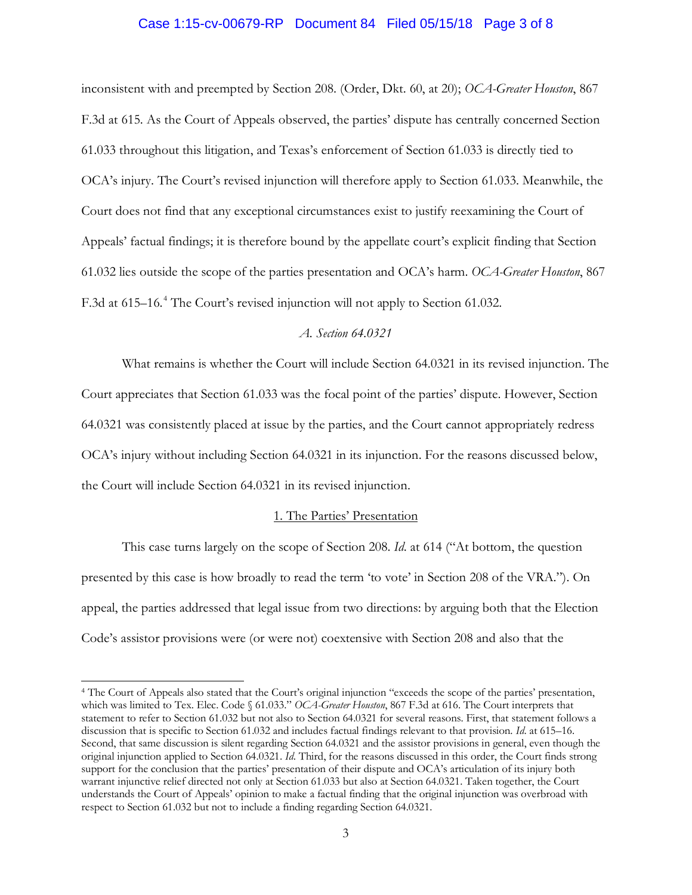inconsistent with and preempted by Section 208. (Order, Dkt. 60, at 20); *OCA-Greater Houston*, 867 F.3d at 615. As the Court of Appeals observed, the parties' dispute has centrally concerned Section 61.033 throughout this litigation, and Texas's enforcement of Section 61.033 is directly tied to OCA's injury. The Court's revised injunction will therefore apply to Section 61.033. Meanwhile, the Court does not find that any exceptional circumstances exist to justify reexamining the Court of Appeals' factual findings; it is therefore bound by the appellate court's explicit finding that Section 61.032 lies outside the scope of the parties presentation and OCA's harm. *OCA-Greater Houston*, 867 F.3d at 615–16.[4] The Court's revised injunction will not apply to Section 61.032.

### *A. Section 64.0321*

What remains is whether the Court will include Section 64.0321 in its revised injunction. The Court appreciates that Section 61.033 was the focal point of the parties' dispute. However, Section 64.0321 was consistently placed at issue by the parties, and the Court cannot appropriately redress OCA's injury without including Section 64.0321 in its injunction. For the reasons discussed below, the Court will include Section 64.0321 in its revised injunction.

#### 1. The Parties' Presentation

This case turns largely on the scope of Section 208. *Id.* at 614 ("At bottom, the question presented by this case is how broadly to read the term 'to vote' in Section 208 of the VRA."). On appeal, the parties addressed that legal issue from two directions: by arguing both that the Election Code's assistor provisions were (or were not) coextensive with Section 208 and also that the

---

[4] The Court of Appeals also stated that the Court's original injunction "exceeds the scope of the parties' presentation, which was limited to Tex. Elec. Code § 61.033." *OCA-Greater Houston*, 867 F.3d at 616. The Court interprets that statement to refer to Section 61.032 but not also to Section 64.0321 for several reasons. First, that statement follows a discussion that is specific to Section 61.032 and includes factual findings relevant to that provision. *Id.* at 615–16. Second, that same discussion is silent regarding Section 64.0321 and the assistor provisions in general, even though the original injunction applied to Section 64.0321. *Id.* Third, for the reasons discussed in this order, the Court finds strong support for the conclusion that the parties' presentation of their dispute and OCA's articulation of its injury both warrant injunctive relief directed not only at Section 61.033 but also at Section 64.0321. Taken together, the Court understands the Court of Appeals' opinion to make a factual finding that the original injunction was overbroad with respect to Section 61.032 but not to include a finding regarding Section 64.0321.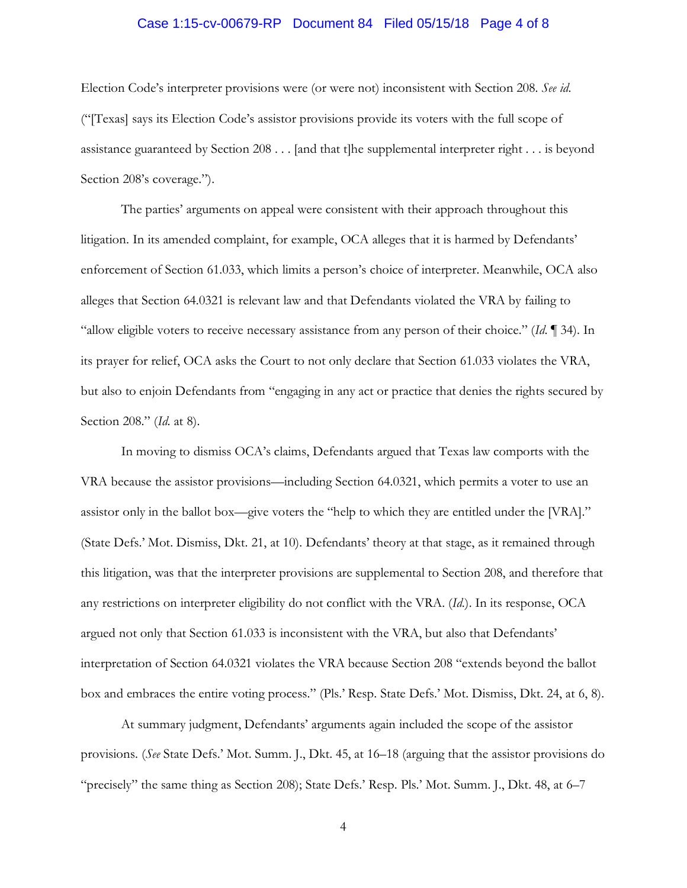Election Code's interpreter provisions were (or were not) inconsistent with Section 208. *See id.* ("[Texas] says its Election Code's assistor provisions provide its voters with the full scope of assistance guaranteed by Section 208 . . . [and that t]he supplemental interpreter right . . . is beyond Section 208's coverage.").

The parties' arguments on appeal were consistent with their approach throughout this litigation. In its amended complaint, for example, OCA alleges that it is harmed by Defendants' enforcement of Section 61.033, which limits a person's choice of interpreter. Meanwhile, OCA also alleges that Section 64.0321 is relevant law and that Defendants violated the VRA by failing to "allow eligible voters to receive necessary assistance from any person of their choice." (*Id.* ¶ 34). In its prayer for relief, OCA asks the Court to not only declare that Section 61.033 violates the VRA, but also to enjoin Defendants from "engaging in any act or practice that denies the rights secured by Section 208." (*Id.* at 8).

In moving to dismiss OCA's claims, Defendants argued that Texas law comports with the VRA because the assistor provisions—including Section 64.0321, which permits a voter to use an assistor only in the ballot box—give voters the "help to which they are entitled under the [VRA]." (State Defs.' Mot. Dismiss, Dkt. 21, at 10). Defendants' theory at that stage, as it remained through this litigation, was that the interpreter provisions are supplemental to Section 208, and therefore that any restrictions on interpreter eligibility do not conflict with the VRA. (*Id.*). In its response, OCA argued not only that Section 61.033 is inconsistent with the VRA, but also that Defendants' interpretation of Section 64.0321 violates the VRA because Section 208 "extends beyond the ballot box and embraces the entire voting process." (Pls.' Resp. State Defs.' Mot. Dismiss, Dkt. 24, at 6, 8).

At summary judgment, Defendants' arguments again included the scope of the assistor provisions. (*See* State Defs.' Mot. Summ. J., Dkt. 45, at 16–18 (arguing that the assistor provisions do "precisely" the same thing as Section 208); State Defs.' Resp. Pls.' Mot. Summ. J., Dkt. 48, at 6–7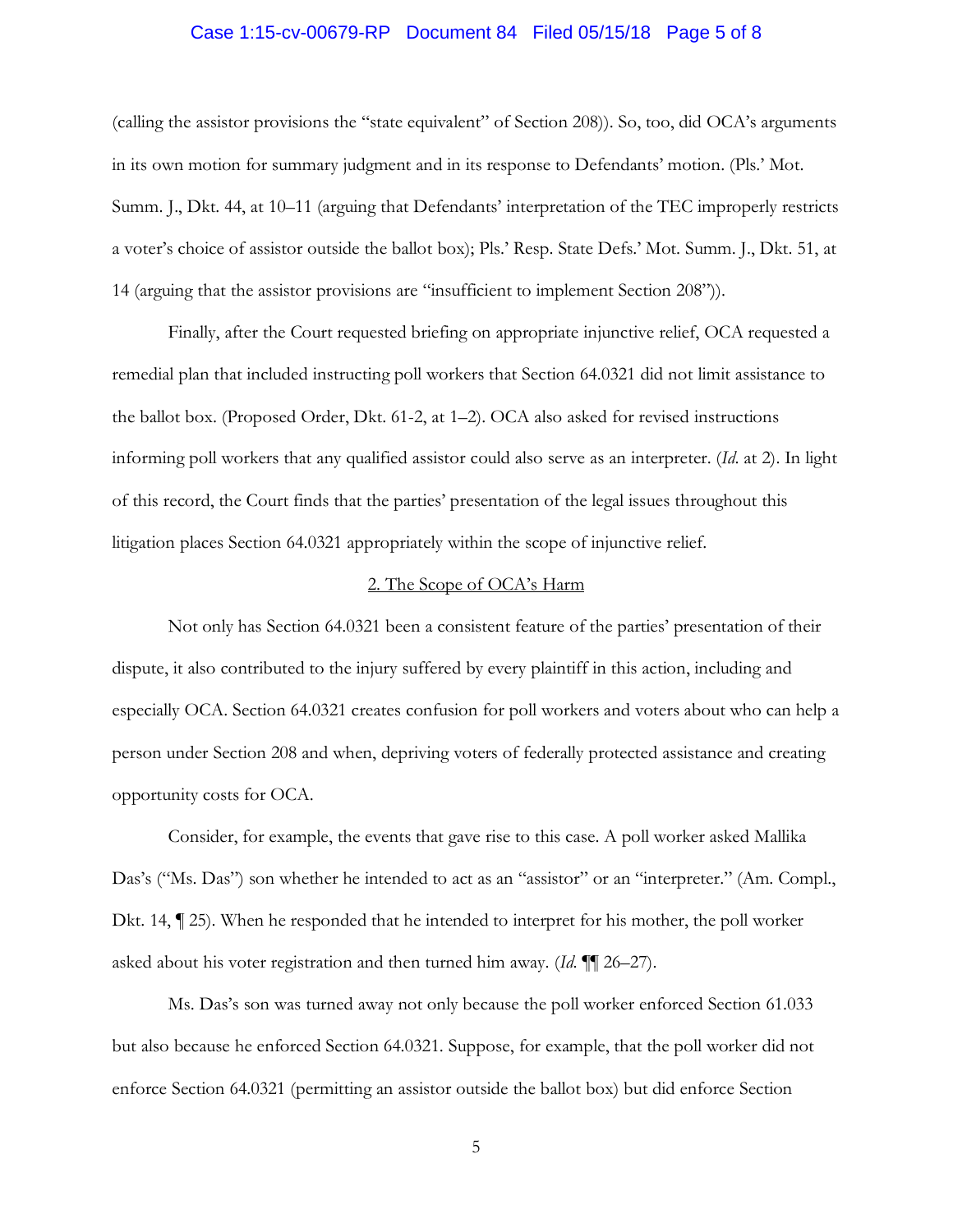(calling the assistor provisions the "state equivalent" of Section 208)). So, too, did OCA's arguments in its own motion for summary judgment and in its response to Defendants' motion. (Pls.' Mot. Summ. J., Dkt. 44, at 10–11 (arguing that Defendants' interpretation of the TEC improperly restricts a voter's choice of assistor outside the ballot box); Pls.' Resp. State Defs.' Mot. Summ. J., Dkt. 51, at 14 (arguing that the assistor provisions are "insufficient to implement Section 208")).

Finally, after the Court requested briefing on appropriate injunctive relief, OCA requested a remedial plan that included instructing poll workers that Section 64.0321 did not limit assistance to the ballot box. (Proposed Order, Dkt. 61-2, at 1–2). OCA also asked for revised instructions informing poll workers that any qualified assistor could also serve as an interpreter. (*Id.* at 2). In light of this record, the Court finds that the parties' presentation of the legal issues throughout this litigation places Section 64.0321 appropriately within the scope of injunctive relief.

<u>2. The Scope of OCA's Harm</u>

Not only has Section 64.0321 been a consistent feature of the parties' presentation of their dispute, it also contributed to the injury suffered by every plaintiff in this action, including and especially OCA. Section 64.0321 creates confusion for poll workers and voters about who can help a person under Section 208 and when, depriving voters of federally protected assistance and creating opportunity costs for OCA.

Consider, for example, the events that gave rise to this case. A poll worker asked Mallika Das's ("Ms. Das") son whether he intended to act as an "assistor" or an "interpreter." (Am. Compl., Dkt. 14, ¶ 25). When he responded that he intended to interpret for his mother, the poll worker asked about his voter registration and then turned him away. (*Id.* ¶¶ 26–27).

Ms. Das's son was turned away not only because the poll worker enforced Section 61.033 but also because he enforced Section 64.0321. Suppose, for example, that the poll worker did not enforce Section 64.0321 (permitting an assistor outside the ballot box) but did enforce Section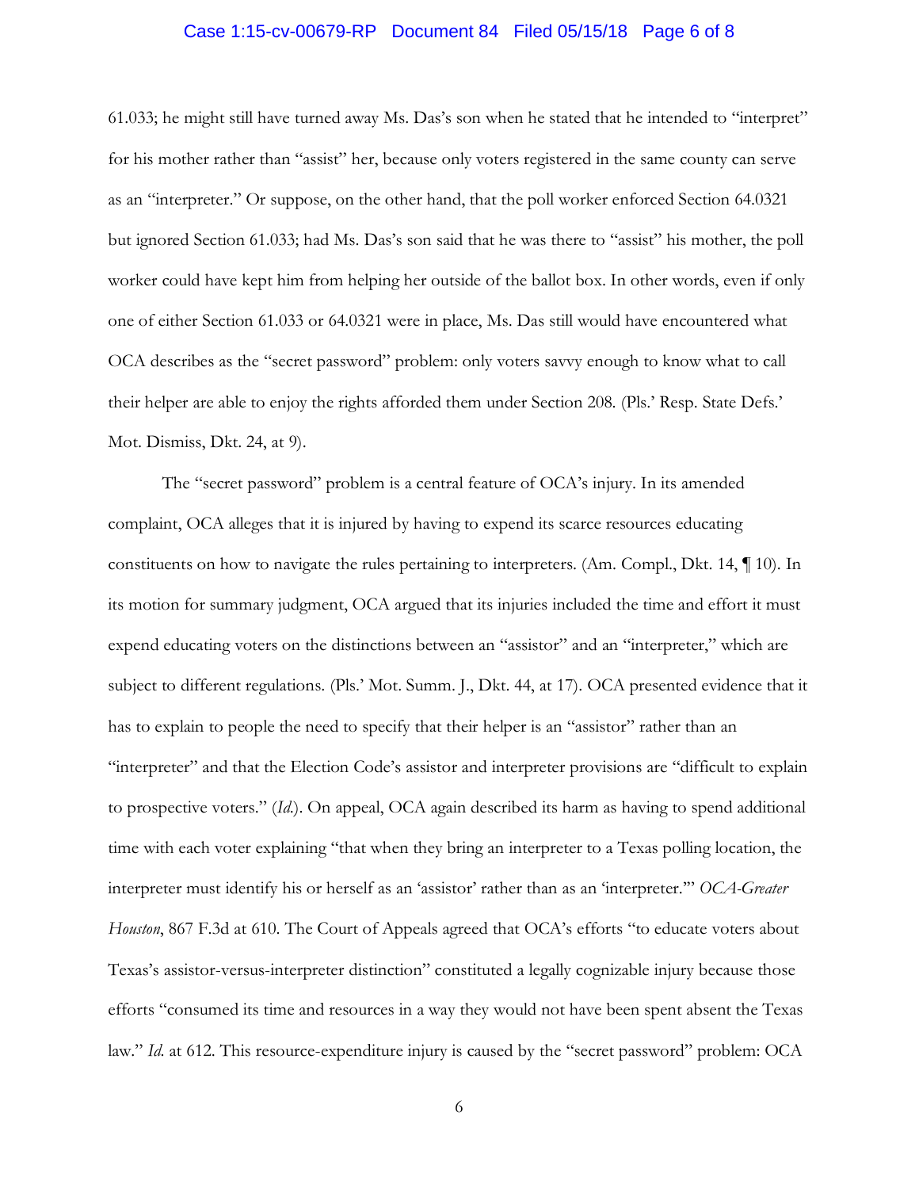61.033; he might still have turned away Ms. Das's son when he stated that he intended to "interpret" for his mother rather than "assist" her, because only voters registered in the same county can serve as an "interpreter." Or suppose, on the other hand, that the poll worker enforced Section 64.0321 but ignored Section 61.033; had Ms. Das's son said that he was there to "assist" his mother, the poll worker could have kept him from helping her outside of the ballot box. In other words, even if only one of either Section 61.033 or 64.0321 were in place, Ms. Das still would have encountered what OCA describes as the "secret password" problem: only voters savvy enough to know what to call their helper are able to enjoy the rights afforded them under Section 208. (Pls.' Resp. State Defs.' Mot. Dismiss, Dkt. 24, at 9).

The "secret password" problem is a central feature of OCA's injury. In its amended complaint, OCA alleges that it is injured by having to expend its scarce resources educating constituents on how to navigate the rules pertaining to interpreters. (Am. Compl., Dkt. 14, ¶ 10). In its motion for summary judgment, OCA argued that its injuries included the time and effort it must expend educating voters on the distinctions between an "assistor" and an "interpreter," which are subject to different regulations. (Pls.' Mot. Summ. J., Dkt. 44, at 17). OCA presented evidence that it has to explain to people the need to specify that their helper is an "assistor" rather than an "interpreter" and that the Election Code's assistor and interpreter provisions are "difficult to explain to prospective voters." (*Id.*). On appeal, OCA again described its harm as having to spend additional time with each voter explaining "that when they bring an interpreter to a Texas polling location, the interpreter must identify his or herself as an 'assistor' rather than as an 'interpreter.'" *OCA-Greater Houston*, 867 F.3d at 610. The Court of Appeals agreed that OCA's efforts "to educate voters about Texas's assistor-versus-interpreter distinction" constituted a legally cognizable injury because those efforts "consumed its time and resources in a way they would not have been spent absent the Texas law." *Id.* at 612. This resource-expenditure injury is caused by the "secret password" problem: OCA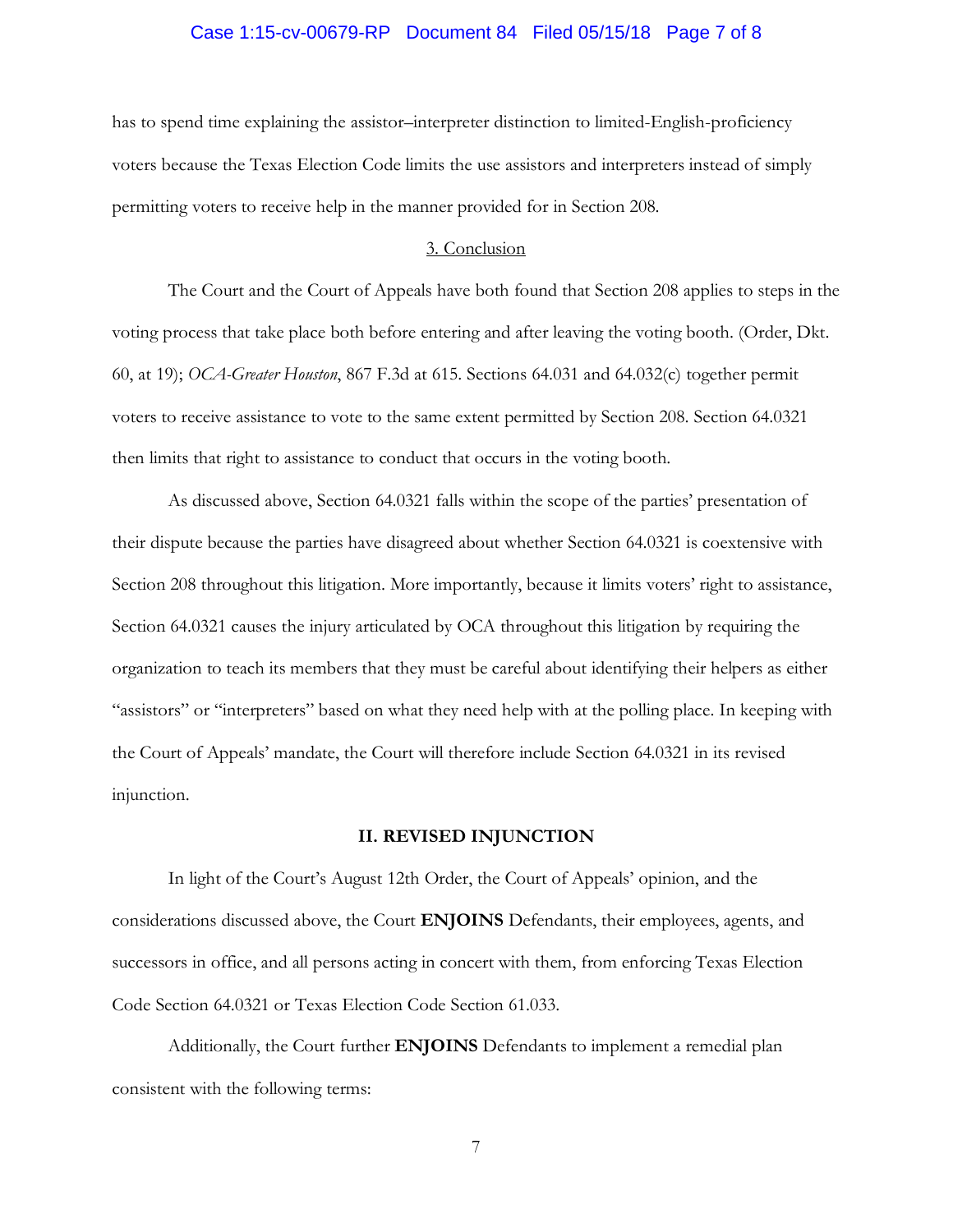has to spend time explaining the assistor–interpreter distinction to limited-English-proficiency voters because the Texas Election Code limits the use assistors and interpreters instead of simply permitting voters to receive help in the manner provided for in Section 208.

### 3. Conclusion

The Court and the Court of Appeals have both found that Section 208 applies to steps in the voting process that take place both before entering and after leaving the voting booth. (Order, Dkt. 60, at 19); *OCA-Greater Houston*, 867 F.3d at 615. Sections 64.031 and 64.032(c) together permit voters to receive assistance to vote to the same extent permitted by Section 208. Section 64.0321 then limits that right to assistance to conduct that occurs in the voting booth.

As discussed above, Section 64.0321 falls within the scope of the parties' presentation of their dispute because the parties have disagreed about whether Section 64.0321 is coextensive with Section 208 throughout this litigation. More importantly, because it limits voters' right to assistance, Section 64.0321 causes the injury articulated by OCA throughout this litigation by requiring the organization to teach its members that they must be careful about identifying their helpers as either "assistors" or "interpreters" based on what they need help with at the polling place. In keeping with the Court of Appeals' mandate, the Court will therefore include Section 64.0321 in its revised injunction.

## II. REVISED INJUNCTION

In light of the Court's August 12th Order, the Court of Appeals' opinion, and the considerations discussed above, the Court **ENJOINS** Defendants, their employees, agents, and successors in office, and all persons acting in concert with them, from enforcing Texas Election Code Section 64.0321 or Texas Election Code Section 61.033.

Additionally, the Court further **ENJOINS** Defendants to implement a remedial plan consistent with the following terms: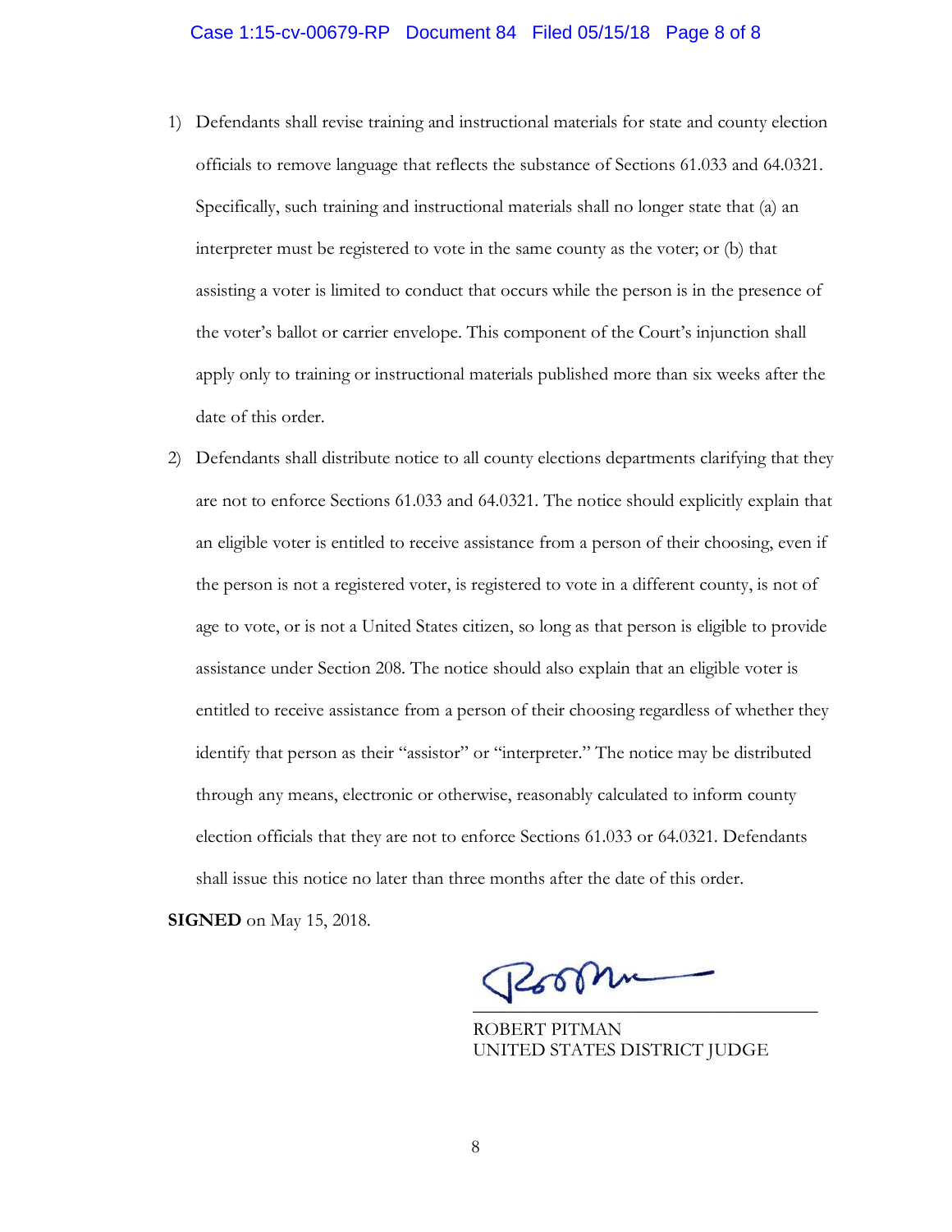1) Defendants shall revise training and instructional materials for state and county election officials to remove language that reflects the substance of Sections 61.033 and 64.0321. Specifically, such training and instructional materials shall no longer state that (a) an interpreter must be registered to vote in the same county as the voter; or (b) that assisting a voter is limited to conduct that occurs while the person is in the presence of the voter's ballot or carrier envelope. This component of the Court's injunction shall apply only to training or instructional materials published more than six weeks after the date of this order.

2) Defendants shall distribute notice to all county elections departments clarifying that they are not to enforce Sections 61.033 and 64.0321. The notice should explicitly explain that an eligible voter is entitled to receive assistance from a person of their choosing, even if the person is not a registered voter, is registered to vote in a different county, is not of age to vote, or is not a United States citizen, so long as that person is eligible to provide assistance under Section 208. The notice should also explain that an eligible voter is entitled to receive assistance from a person of their choosing regardless of whether they identify that person as their "assistor" or "interpreter." The notice may be distributed through any means, electronic or otherwise, reasonably calculated to inform county election officials that they are not to enforce Sections 61.033 or 64.0321. Defendants shall issue this notice no later than three months after the date of this order.

**SIGNED** on May 15, 2018.

ROBERT PITMAN
UNITED STATES DISTRICT JUDGE